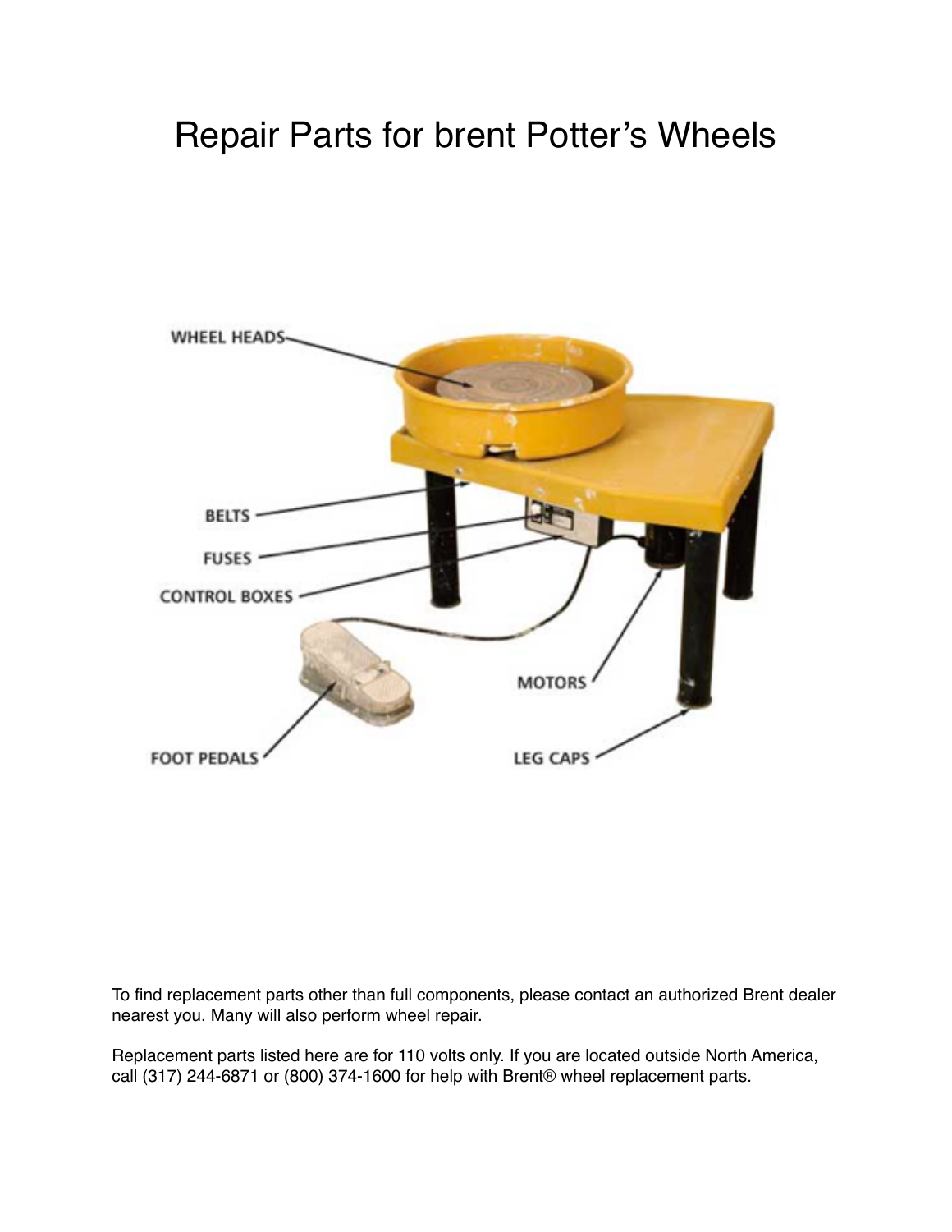# Repair Parts for brent Potter's Wheels

WHEEL HEADS

BELTS

FUSES

CONTROL BOXES

MOTORS

FOOT PEDALS

LEG CAPS

To find replacement parts other than full components, please contact an authorized Brent dealer nearest you. Many will also perform wheel repair.

Replacement parts listed here are for 110 volts only. If you are located outside North America, call (317) 244-6871 or (800) 374-1600 for help with Brent® wheel replacement parts.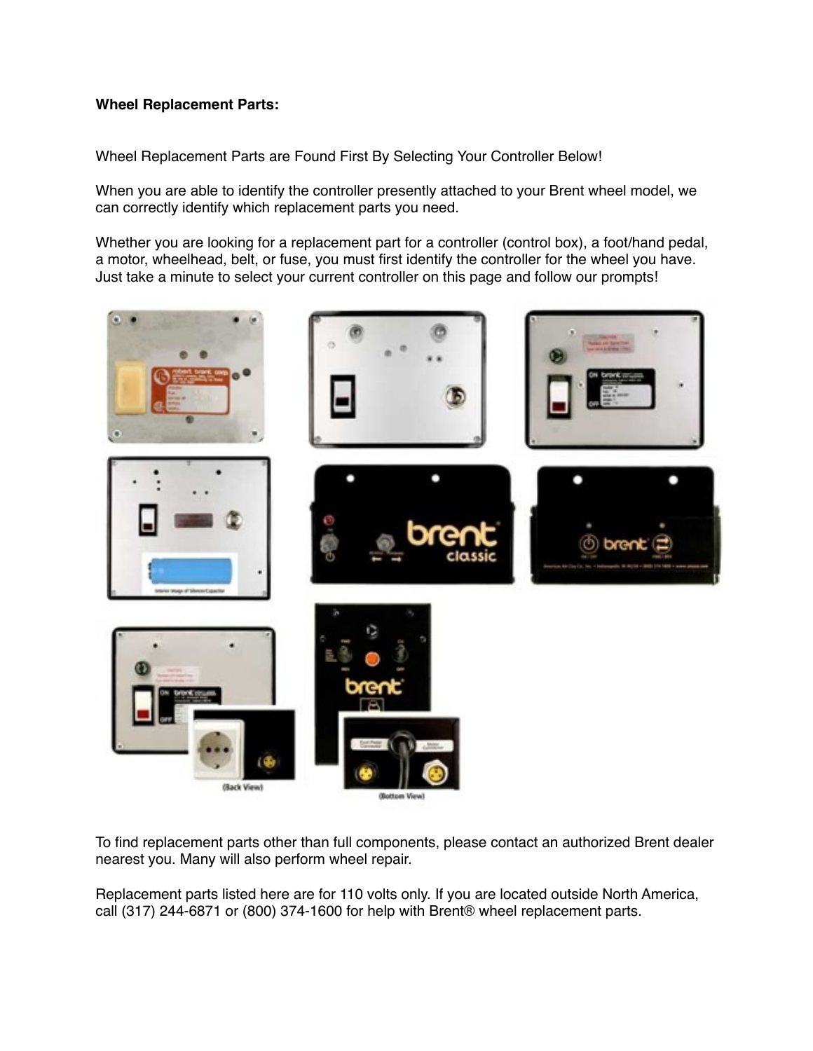**Wheel Replacement Parts:**

Wheel Replacement Parts are Found First By Selecting Your Controller Below!

When you are able to identify the controller presently attached to your Brent wheel model, we can correctly identify which replacement parts you need.

Whether you are looking for a replacement part for a controller (control box), a foot/hand pedal, a motor, wheelhead, belt, or fuse, you must first identify the controller for the wheel you have. Just take a minute to select your current controller on this page and follow our prompts!

To find replacement parts other than full components, please contact an authorized Brent dealer nearest you. Many will also perform wheel repair.

Replacement parts listed here are for 110 volts only. If you are located outside North America, call (317) 244-6871 or (800) 374-1600 for help with Brent® wheel replacement parts.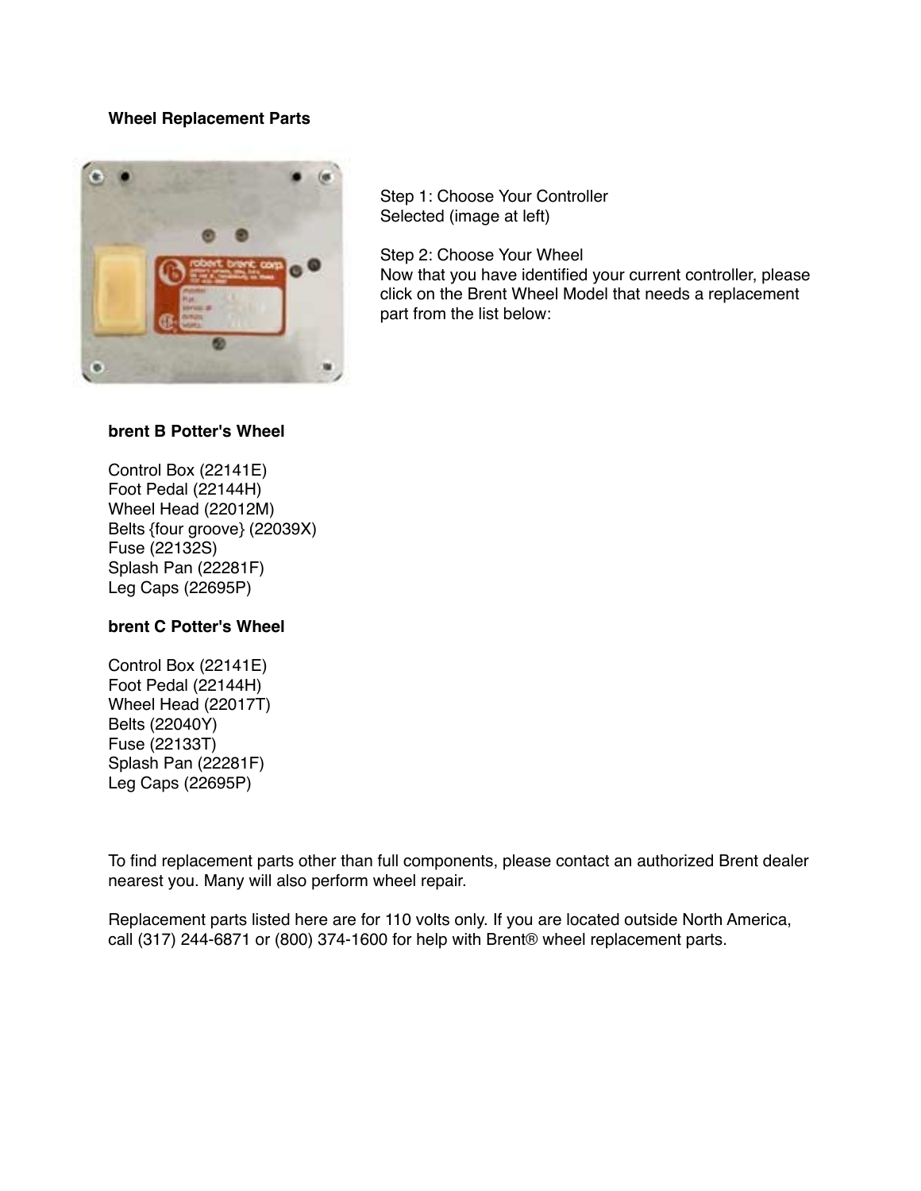**Wheel Replacement Parts**

Step 1: Choose Your Controller
Selected (image at left)

Step 2: Choose Your Wheel
Now that you have identified your current controller, please click on the Brent Wheel Model that needs a replacement part from the list below:

**brent B Potter's Wheel**

Control Box (22141E)
Foot Pedal (22144H)
Wheel Head (22012M)
Belts {four groove} (22039X)
Fuse (22132S)
Splash Pan (22281F)
Leg Caps (22695P)

**brent C Potter's Wheel**

Control Box (22141E)
Foot Pedal (22144H)
Wheel Head (22017T)
Belts (22040Y)
Fuse (22133T)
Splash Pan (22281F)
Leg Caps (22695P)

To find replacement parts other than full components, please contact an authorized Brent dealer nearest you. Many will also perform wheel repair.

Replacement parts listed here are for 110 volts only. If you are located outside North America, call (317) 244-6871 or (800) 374-1600 for help with Brent® wheel replacement parts.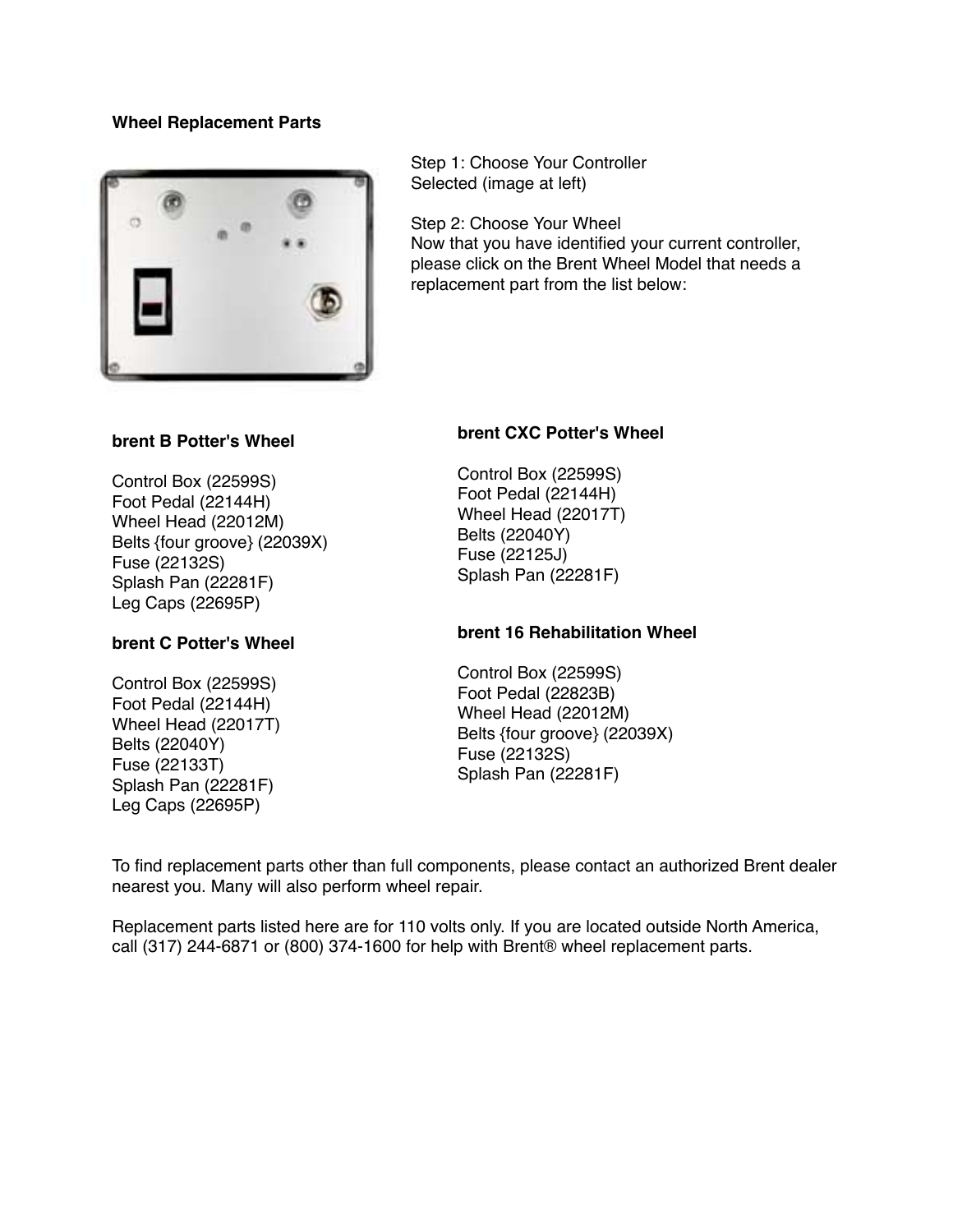**Wheel Replacement Parts**

Step 1: Choose Your Controller
Selected (image at left)

Step 2: Choose Your Wheel
Now that you have identified your current controller, please click on the Brent Wheel Model that needs a replacement part from the list below:

**brent B Potter's Wheel**

Control Box (22599S)
Foot Pedal (22144H)
Wheel Head (22012M)
Belts {four groove} (22039X)
Fuse (22132S)
Splash Pan (22281F)
Leg Caps (22695P)

**brent C Potter's Wheel**

Control Box (22599S)
Foot Pedal (22144H)
Wheel Head (22017T)
Belts (22040Y)
Fuse (22133T)
Splash Pan (22281F)
Leg Caps (22695P)

**brent CXC Potter's Wheel**

Control Box (22599S)
Foot Pedal (22144H)
Wheel Head (22017T)
Belts (22040Y)
Fuse (22125J)
Splash Pan (22281F)

**brent 16 Rehabilitation Wheel**

Control Box (22599S)
Foot Pedal (22823B)
Wheel Head (22012M)
Belts {four groove} (22039X)
Fuse (22132S)
Splash Pan (22281F)

To find replacement parts other than full components, please contact an authorized Brent dealer nearest you. Many will also perform wheel repair.

Replacement parts listed here are for 110 volts only. If you are located outside North America, call (317) 244-6871 or (800) 374-1600 for help with Brent® wheel replacement parts.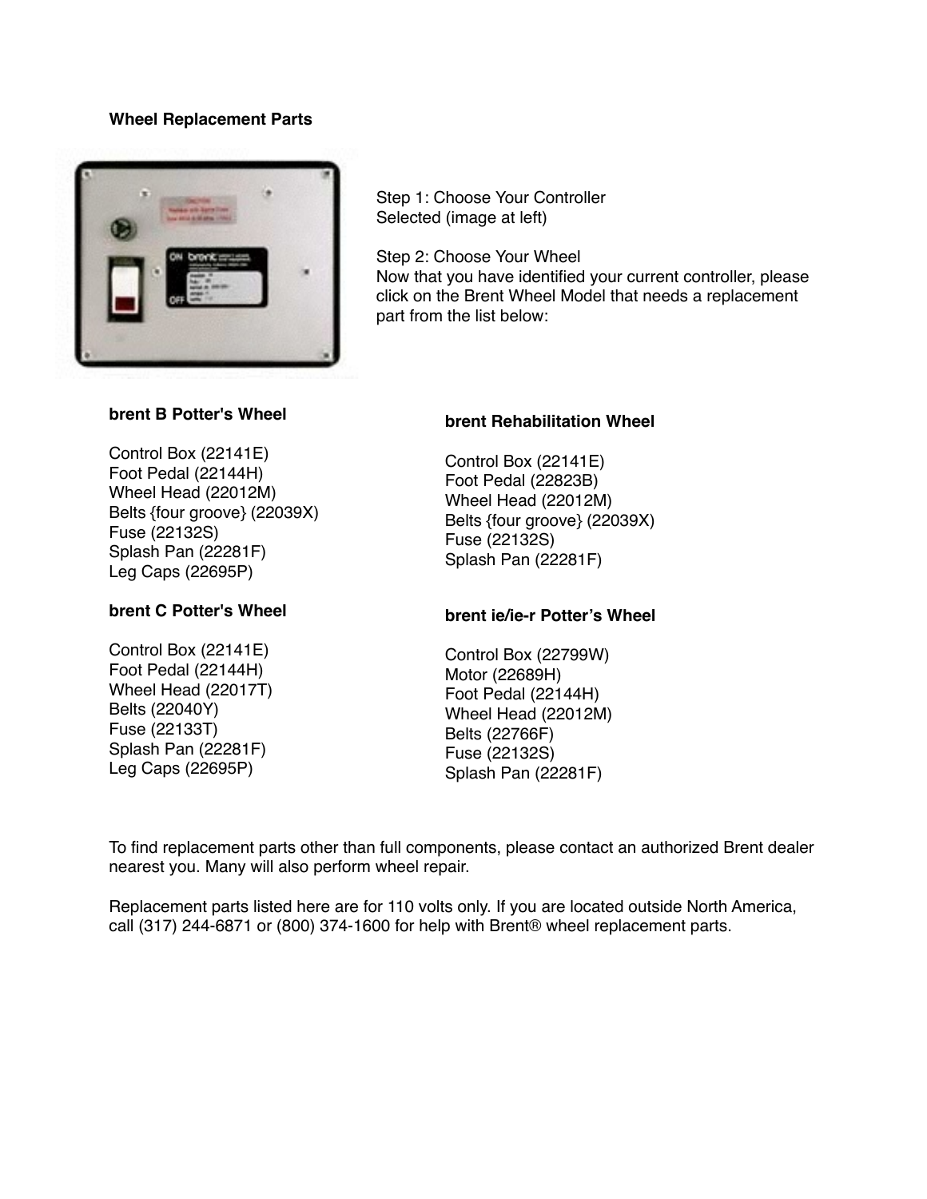## Wheel Replacement Parts

Step 1: Choose Your Controller
Selected (image at left)

Step 2: Choose Your Wheel
Now that you have identified your current controller, please click on the Brent Wheel Model that needs a replacement part from the list below:

### brent B Potter's Wheel

Control Box (22141E)
Foot Pedal (22144H)
Wheel Head (22012M)
Belts {four groove} (22039X)
Fuse (22132S)
Splash Pan (22281F)
Leg Caps (22695P)

### brent C Potter's Wheel

Control Box (22141E)
Foot Pedal (22144H)
Wheel Head (22017T)
Belts (22040Y)
Fuse (22133T)
Splash Pan (22281F)
Leg Caps (22695P)

### brent Rehabilitation Wheel

Control Box (22141E)
Foot Pedal (22823B)
Wheel Head (22012M)
Belts {four groove} (22039X)
Fuse (22132S)
Splash Pan (22281F)

### brent ie/ie-r Potter's Wheel

Control Box (22799W)
Motor (22689H)
Foot Pedal (22144H)
Wheel Head (22012M)
Belts (22766F)
Fuse (22132S)
Splash Pan (22281F)

To find replacement parts other than full components, please contact an authorized Brent dealer nearest you. Many will also perform wheel repair.

Replacement parts listed here are for 110 volts only. If you are located outside North America, call (317) 244-6871 or (800) 374-1600 for help with Brent® wheel replacement parts.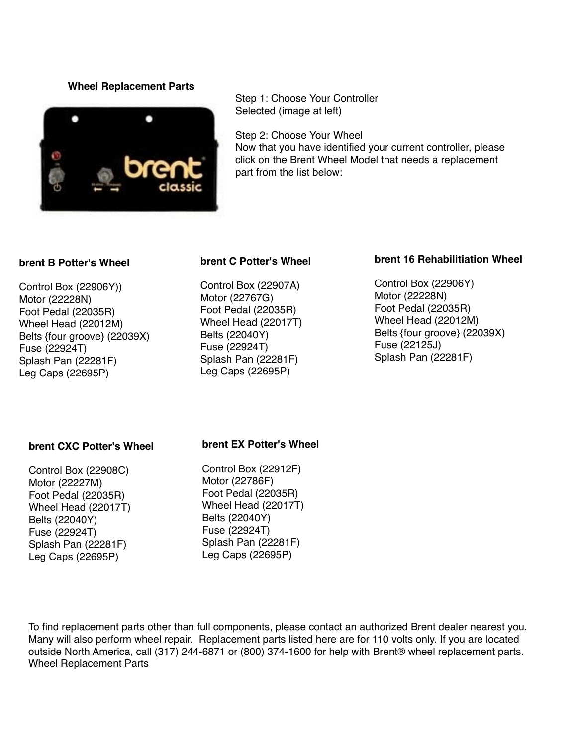## Wheel Replacement Parts

Step 1: Choose Your Controller
Selected (image at left)

Step 2: Choose Your Wheel
Now that you have identified your current controller, please click on the Brent Wheel Model that needs a replacement part from the list below:

### brent B Potter's Wheel

Control Box (22906Y))
Motor (22228N)
Foot Pedal (22035R)
Wheel Head (22012M)
Belts {four groove} (22039X)
Fuse (22924T)
Splash Pan (22281F)
Leg Caps (22695P)

### brent C Potter's Wheel

Control Box (22907A)
Motor (22767G)
Foot Pedal (22035R)
Wheel Head (22017T)
Belts (22040Y)
Fuse (22924T)
Splash Pan (22281F)
Leg Caps (22695P)

### brent 16 Rehabilitiation Wheel

Control Box (22906Y)
Motor (22228N)
Foot Pedal (22035R)
Wheel Head (22012M)
Belts {four groove} (22039X)
Fuse (22125J)
Splash Pan (22281F)

### brent CXC Potter's Wheel

Control Box (22908C)
Motor (22227M)
Foot Pedal (22035R)
Wheel Head (22017T)
Belts (22040Y)
Fuse (22924T)
Splash Pan (22281F)
Leg Caps (22695P)

### brent EX Potter's Wheel

Control Box (22912F)
Motor (22786F)
Foot Pedal (22035R)
Wheel Head (22017T)
Belts (22040Y)
Fuse (22924T)
Splash Pan (22281F)
Leg Caps (22695P)

To find replacement parts other than full components, please contact an authorized Brent dealer nearest you. Many will also perform wheel repair. Replacement parts listed here are for 110 volts only. If you are located outside North America, call (317) 244-6871 or (800) 374-1600 for help with Brent® wheel replacement parts.
Wheel Replacement Parts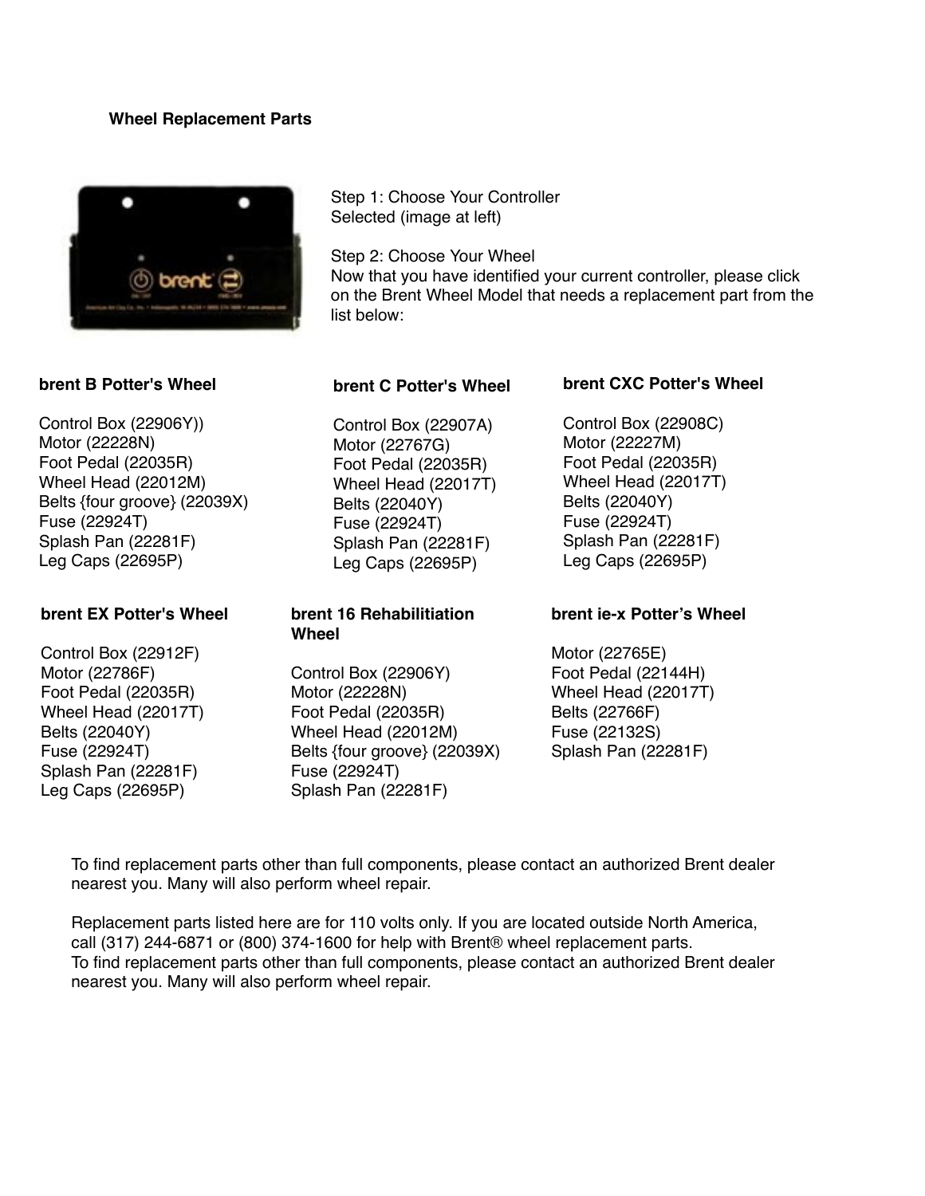**Wheel Replacement Parts**

Step 1: Choose Your Controller
Selected (image at left)

Step 2: Choose Your Wheel
Now that you have identified your current controller, please click on the Brent Wheel Model that needs a replacement part from the list below:

**brent B Potter's Wheel**

Control Box (22906Y))
Motor (22228N)
Foot Pedal (22035R)
Wheel Head (22012M)
Belts {four groove} (22039X)
Fuse (22924T)
Splash Pan (22281F)
Leg Caps (22695P)

**brent C Potter's Wheel**

Control Box (22907A)
Motor (22767G)
Foot Pedal (22035R)
Wheel Head (22017T)
Belts (22040Y)
Fuse (22924T)
Splash Pan (22281F)
Leg Caps (22695P)

**brent CXC Potter's Wheel**

Control Box (22908C)
Motor (22227M)
Foot Pedal (22035R)
Wheel Head (22017T)
Belts (22040Y)
Fuse (22924T)
Splash Pan (22281F)
Leg Caps (22695P)

**brent EX Potter's Wheel**

Control Box (22912F)
Motor (22786F)
Foot Pedal (22035R)
Wheel Head (22017T)
Belts (22040Y)
Fuse (22924T)
Splash Pan (22281F)
Leg Caps (22695P)

**brent 16 Rehabilitiation Wheel**

Control Box (22906Y)
Motor (22228N)
Foot Pedal (22035R)
Wheel Head (22012M)
Belts {four groove} (22039X)
Fuse (22924T)
Splash Pan (22281F)

**brent ie-x Potter's Wheel**

Motor (22765E)
Foot Pedal (22144H)
Wheel Head (22017T)
Belts (22766F)
Fuse (22132S)
Splash Pan (22281F)

To find replacement parts other than full components, please contact an authorized Brent dealer nearest you. Many will also perform wheel repair.

Replacement parts listed here are for 110 volts only. If you are located outside North America, call (317) 244-6871 or (800) 374-1600 for help with Brent® wheel replacement parts.
To find replacement parts other than full components, please contact an authorized Brent dealer nearest you. Many will also perform wheel repair.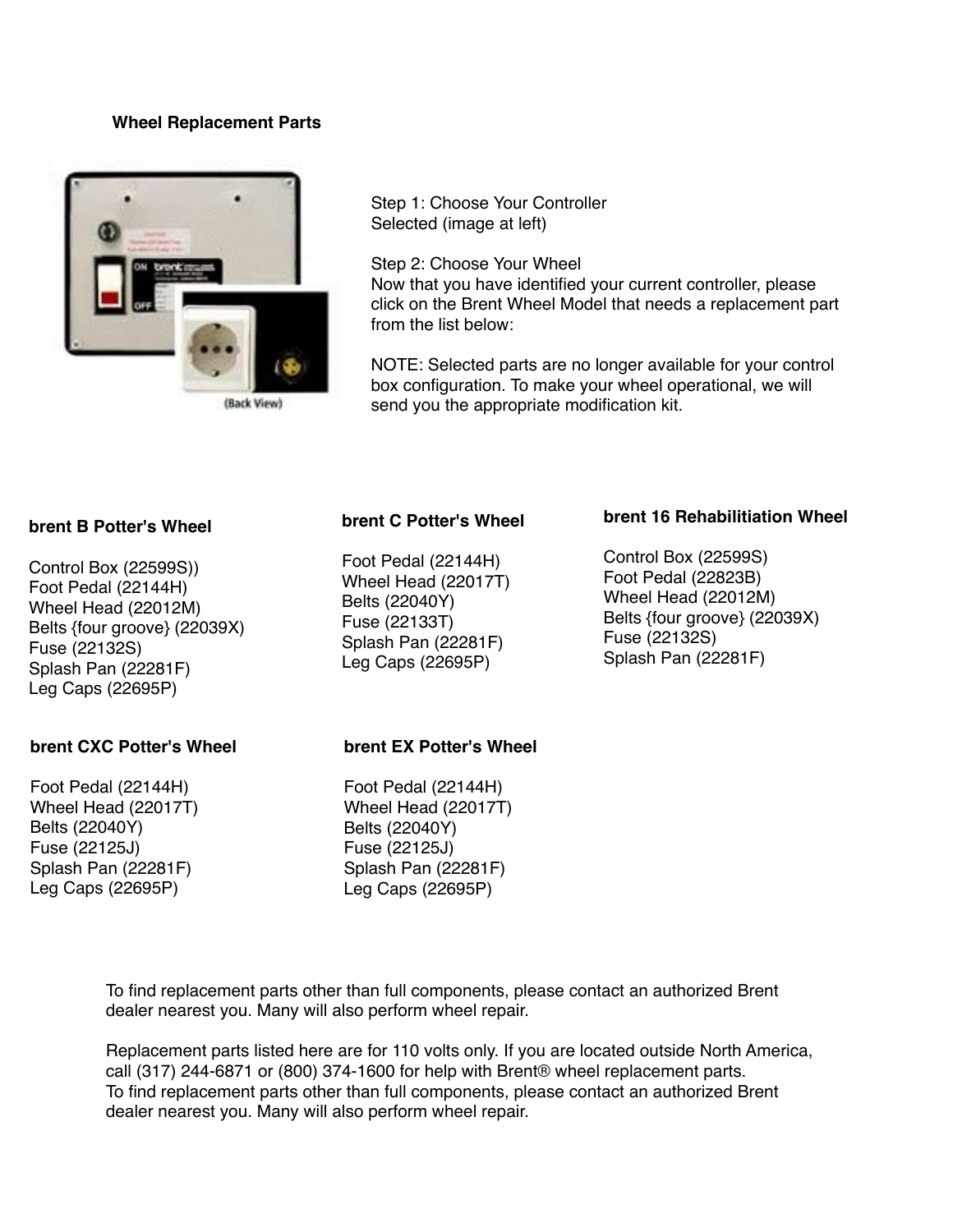**Wheel Replacement Parts**

Step 1: Choose Your Controller
Selected (image at left)

Step 2: Choose Your Wheel
Now that you have identified your current controller, please click on the Brent Wheel Model that needs a replacement part from the list below:

NOTE: Selected parts are no longer available for your control box configuration. To make your wheel operational, we will send you the appropriate modification kit.

**brent B Potter's Wheel**

Control Box (22599S))
Foot Pedal (22144H)
Wheel Head (22012M)
Belts {four groove} (22039X)
Fuse (22132S)
Splash Pan (22281F)
Leg Caps (22695P)

**brent C Potter's Wheel**

Foot Pedal (22144H)
Wheel Head (22017T)
Belts (22040Y)
Fuse (22133T)
Splash Pan (22281F)
Leg Caps (22695P)

**brent 16 Rehabilitiation Wheel**

Control Box (22599S)
Foot Pedal (22823B)
Wheel Head (22012M)
Belts {four groove} (22039X)
Fuse (22132S)
Splash Pan (22281F)

**brent CXC Potter's Wheel**

Foot Pedal (22144H)
Wheel Head (22017T)
Belts (22040Y)
Fuse (22125J)
Splash Pan (22281F)
Leg Caps (22695P)

**brent EX Potter's Wheel**

Foot Pedal (22144H)
Wheel Head (22017T)
Belts (22040Y)
Fuse (22125J)
Splash Pan (22281F)
Leg Caps (22695P)

To find replacement parts other than full components, please contact an authorized Brent dealer nearest you. Many will also perform wheel repair.

Replacement parts listed here are for 110 volts only. If you are located outside North America, call (317) 244-6871 or (800) 374-1600 for help with Brent® wheel replacement parts.
To find replacement parts other than full components, please contact an authorized Brent dealer nearest you. Many will also perform wheel repair.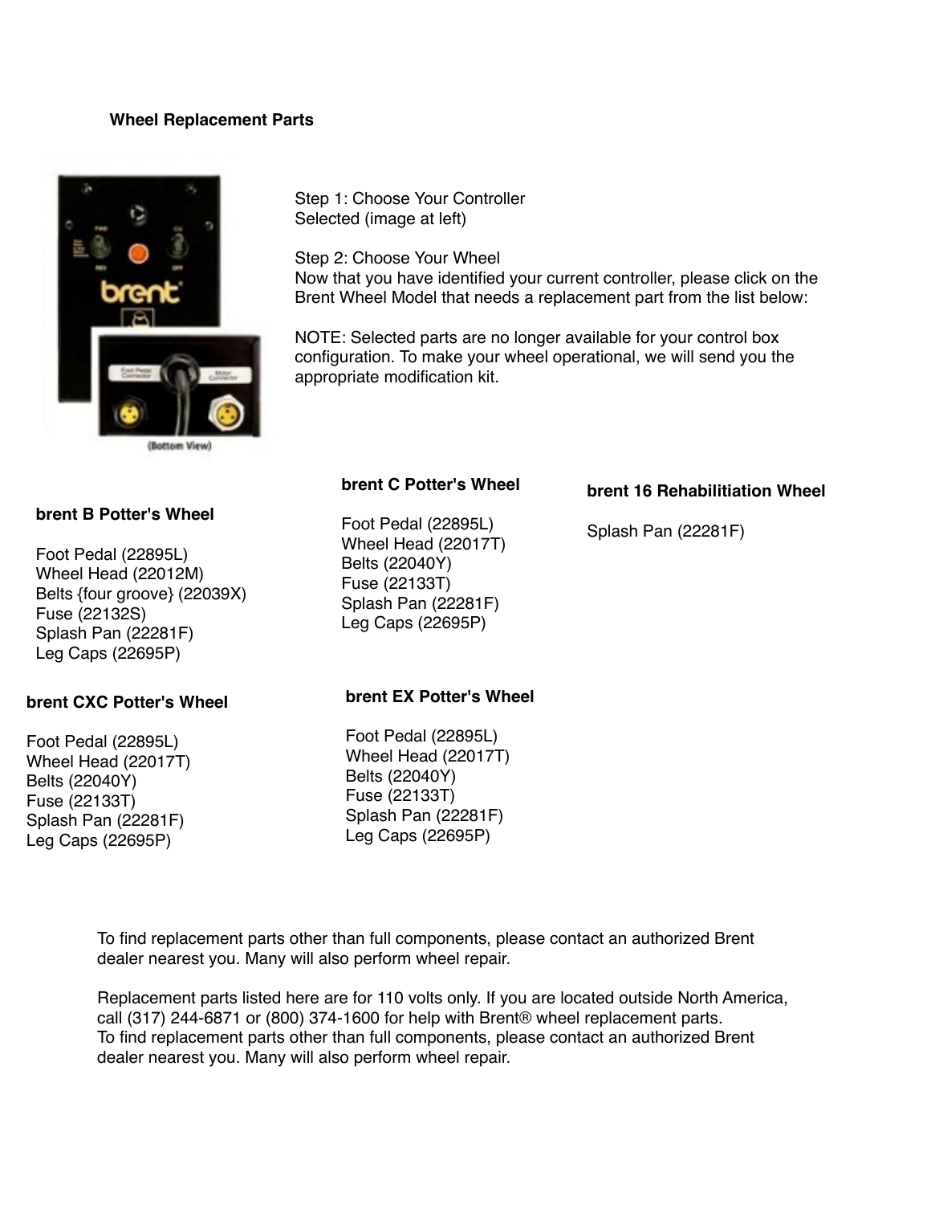## Wheel Replacement Parts

Step 1: Choose Your Controller
Selected (image at left)

Step 2: Choose Your Wheel
Now that you have identified your current controller, please click on the Brent Wheel Model that needs a replacement part from the list below:

NOTE: Selected parts are no longer available for your control box configuration. To make your wheel operational, we will send you the appropriate modification kit.

**brent B Potter's Wheel**

Foot Pedal (22895L)
Wheel Head (22012M)
Belts {four groove} (22039X)
Fuse (22132S)
Splash Pan (22281F)
Leg Caps (22695P)

**brent C Potter's Wheel**

Foot Pedal (22895L)
Wheel Head (22017T)
Belts (22040Y)
Fuse (22133T)
Splash Pan (22281F)
Leg Caps (22695P)

**brent 16 Rehabilitiation Wheel**

Splash Pan (22281F)

**brent CXC Potter's Wheel**

Foot Pedal (22895L)
Wheel Head (22017T)
Belts (22040Y)
Fuse (22133T)
Splash Pan (22281F)
Leg Caps (22695P)

**brent EX Potter's Wheel**

Foot Pedal (22895L)
Wheel Head (22017T)
Belts (22040Y)
Fuse (22133T)
Splash Pan (22281F)
Leg Caps (22695P)

To find replacement parts other than full components, please contact an authorized Brent dealer nearest you. Many will also perform wheel repair.

Replacement parts listed here are for 110 volts only. If you are located outside North America, call (317) 244-6871 or (800) 374-1600 for help with Brent® wheel replacement parts.
To find replacement parts other than full components, please contact an authorized Brent dealer nearest you. Many will also perform wheel repair.